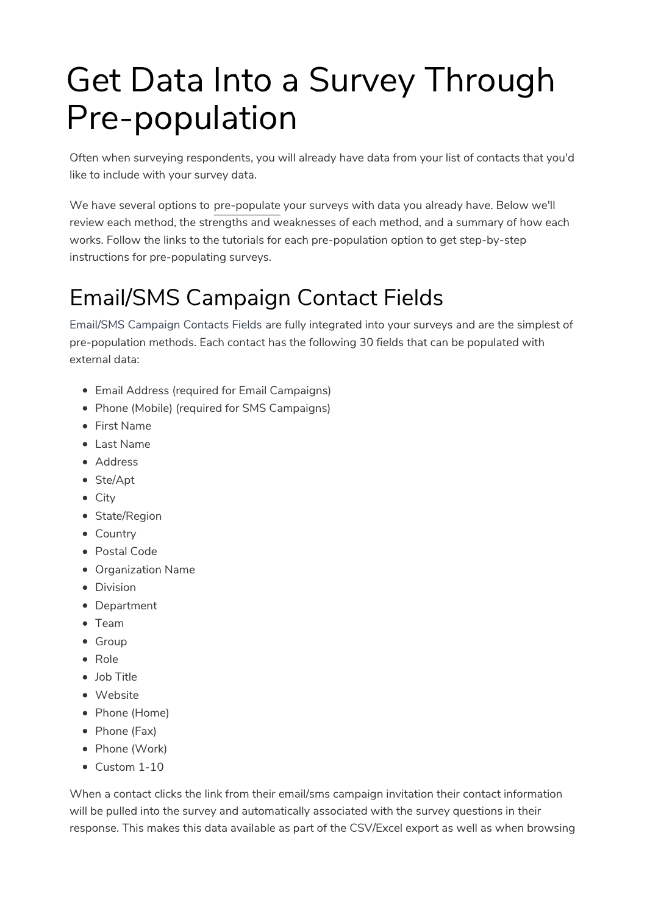# Get Data Into a Survey Through Pre-population

Often when surveying respondents, you will already have data from your list of contacts that you'd like to include with your survey data.

We have several options to pre-populate your surveys with data you already have. Below we'll review each method, the strengths and weaknesses of each method, and a summary of how each works. Follow the links to the tutorials for each pre-population option to get step-by-step instructions for pre-populating surveys.

## Email/SMS Campaign Contact Fields

Email/SMS Campaign Contacts Fields are fully integrated into your surveys and are the simplest of pre-population methods. Each contact has the following 30 fields that can be populated with external data:

- Email Address (required for Email Campaigns)
- Phone (Mobile) (required for SMS Campaigns)
- First Name
- Last Name
- Address
- Ste/Apt
- City
- State/Region
- Country
- Postal Code
- Organization Name
- Division
- Department
- Team
- Group
- Role
- Job Title
- Website
- Phone (Home)
- Phone (Fax)
- Phone (Work)
- Custom 1-10

When a contact clicks the link from their email/sms campaign invitation their contact information will be pulled into the survey and automatically associated with the survey questions in their response. This makes this data available as part of the CSV/Excel export as well as when browsing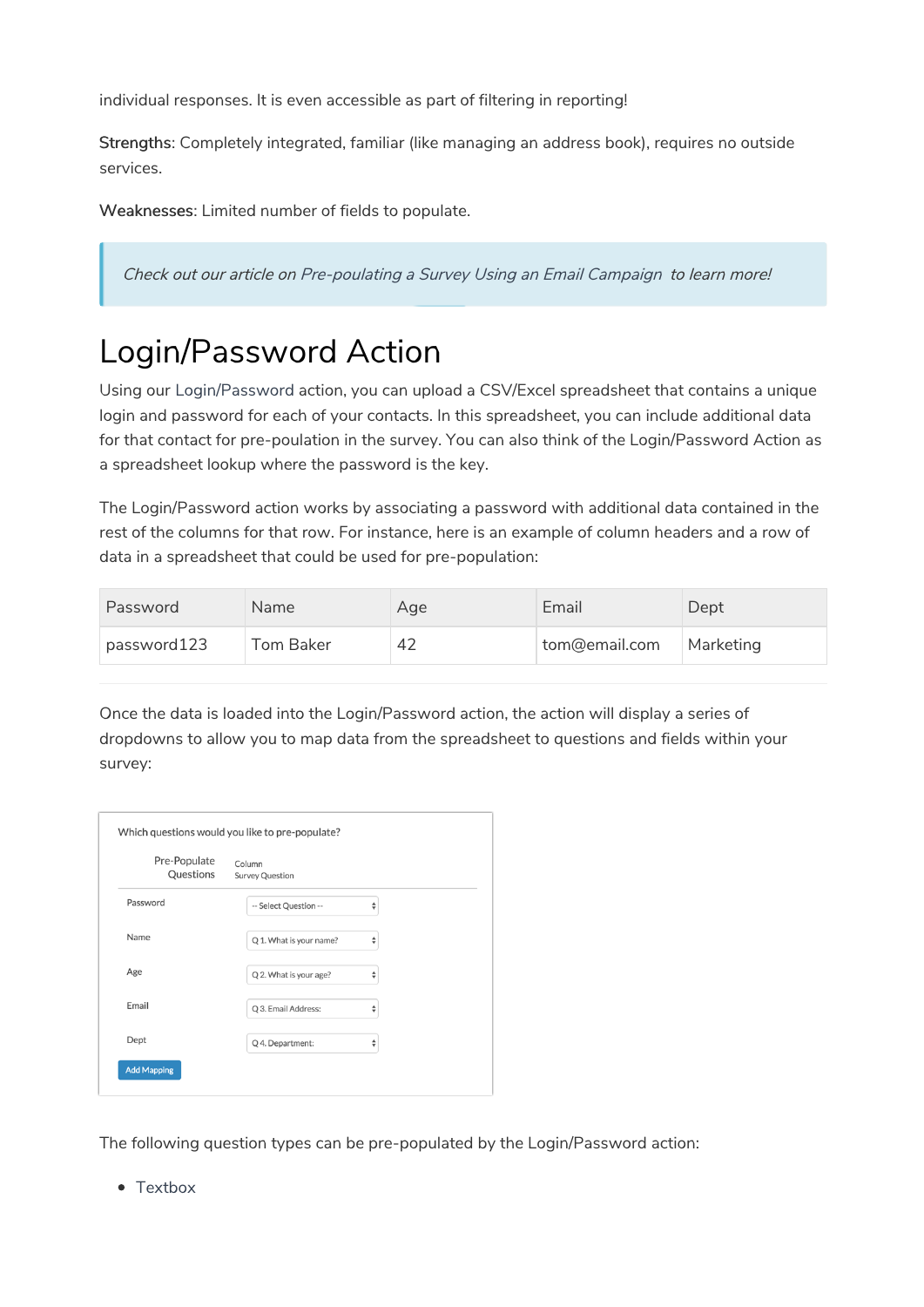individual responses. It is even accessible as part of filtering in reporting!

**Strengths**: Completely integrated, familiar (like managing an address book), requires no outside services.

**Weaknesses**: Limited number of fields to populate.

> *Check out our article on Pre-poulating a Survey Using an Email Campaign to learn more!*

# Login/Password Action

Using our Login/Password action, you can upload a CSV/Excel spreadsheet that contains a unique login and password for each of your contacts. In this spreadsheet, you can include additional data for that contact for pre-poulation in the survey. You can also think of the Login/Password Action as a spreadsheet lookup where the password is the key.

The Login/Password action works by associating a password with additional data contained in the rest of the columns for that row. For instance, here is an example of column headers and a row of data in a spreadsheet that could be used for pre-population:

| Password | Name | Age | Email | Dept |
|---|---|---|---|---|
| password123 | Tom Baker | 42 | tom@email.com | Marketing |

Once the data is loaded into the Login/Password action, the action will display a series of dropdowns to allow you to map data from the spreadsheet to questions and fields within your survey:

Which questions would you like to pre-populate?

| Pre-Populate Questions | Column Survey Question |
|---|---|
| Password | -- Select Question -- |
| Name | Q 1. What is your name? |
| Age | Q 2. What is your age? |
| Email | Q 3. Email Address: |
| Dept | Q 4. Department: |

Add Mapping

The following question types can be pre-populated by the Login/Password action:

- Textbox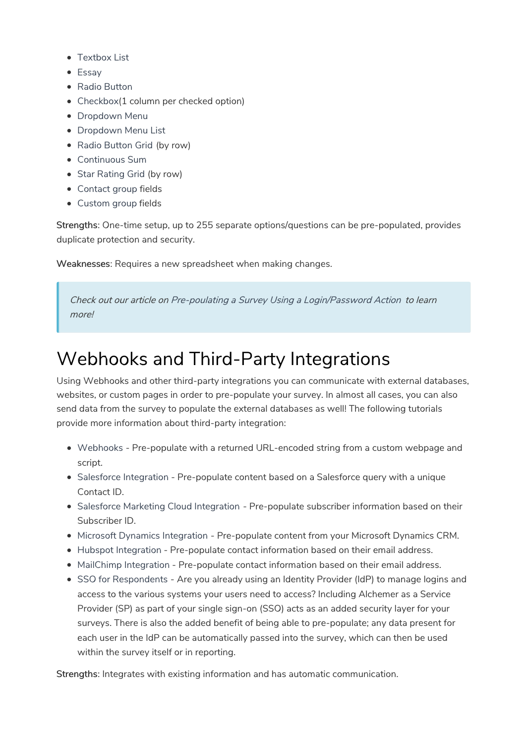- Textbox List
- Essay
- Radio Button
- Checkbox(1 column per checked option)
- Dropdown Menu
- Dropdown Menu List
- Radio Button Grid (by row)
- Continuous Sum
- Star Rating Grid (by row)
- Contact group fields
- Custom group fields

**Strengths**: One-time setup, up to 255 separate options/questions can be pre-populated, provides duplicate protection and security.

**Weaknesses**: Requires a new spreadsheet when making changes.

> *Check out our article on Pre-poulating a Survey Using a Login/Password Action to learn more!*

# Webhooks and Third-Party Integrations

Using Webhooks and other third-party integrations you can communicate with external databases, websites, or custom pages in order to pre-populate your survey. In almost all cases, you can also send data from the survey to populate the external databases as well! The following tutorials provide more information about third-party integration:

- Webhooks - Pre-populate with a returned URL-encoded string from a custom webpage and script.
- Salesforce Integration - Pre-populate content based on a Salesforce query with a unique Contact ID.
- Salesforce Marketing Cloud Integration - Pre-populate subscriber information based on their Subscriber ID.
- Microsoft Dynamics Integration - Pre-populate content from your Microsoft Dynamics CRM.
- Hubspot Integration - Pre-populate contact information based on their email address.
- MailChimp Integration - Pre-populate contact information based on their email address.
- SSO for Respondents - Are you already using an Identity Provider (IdP) to manage logins and access to the various systems your users need to access? Including Alchemer as a Service Provider (SP) as part of your single sign-on (SSO) acts as an added security layer for your surveys. There is also the added benefit of being able to pre-populate; any data present for each user in the IdP can be automatically passed into the survey, which can then be used within the survey itself or in reporting.

**Strengths**: Integrates with existing information and has automatic communication.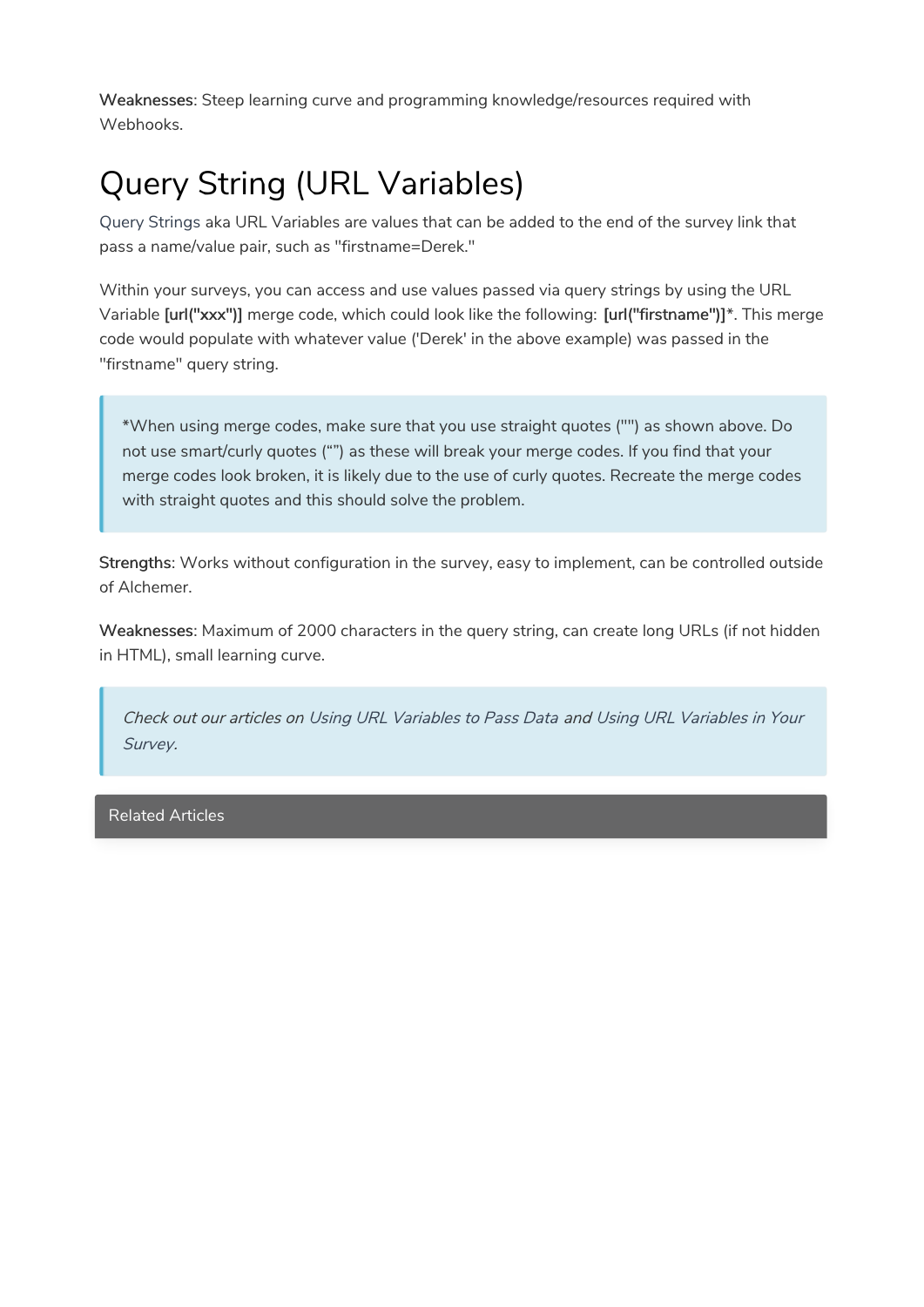**Weaknesses**: Steep learning curve and programming knowledge/resources required with Webhooks.

# Query String (URL Variables)

Query Strings aka URL Variables are values that can be added to the end of the survey link that pass a name/value pair, such as "firstname=Derek."

Within your surveys, you can access and use values passed via query strings by using the URL Variable **[url("xxx")]** merge code, which could look like the following: **[url("firstname")]***. This merge code would populate with whatever value ('Derek' in the above example) was passed in the "firstname" query string.

> *When using merge codes, make sure that you use straight quotes ("") as shown above. Do not use smart/curly quotes (“”) as these will break your merge codes. If you find that your merge codes look broken, it is likely due to the use of curly quotes. Recreate the merge codes with straight quotes and this should solve the problem.

**Strengths**: Works without configuration in the survey, easy to implement, can be controlled outside of Alchemer.

**Weaknesses**: Maximum of 2000 characters in the query string, can create long URLs (if not hidden in HTML), small learning curve.

> *Check out our articles on Using URL Variables to Pass Data and Using URL Variables in Your Survey.*

Related Articles